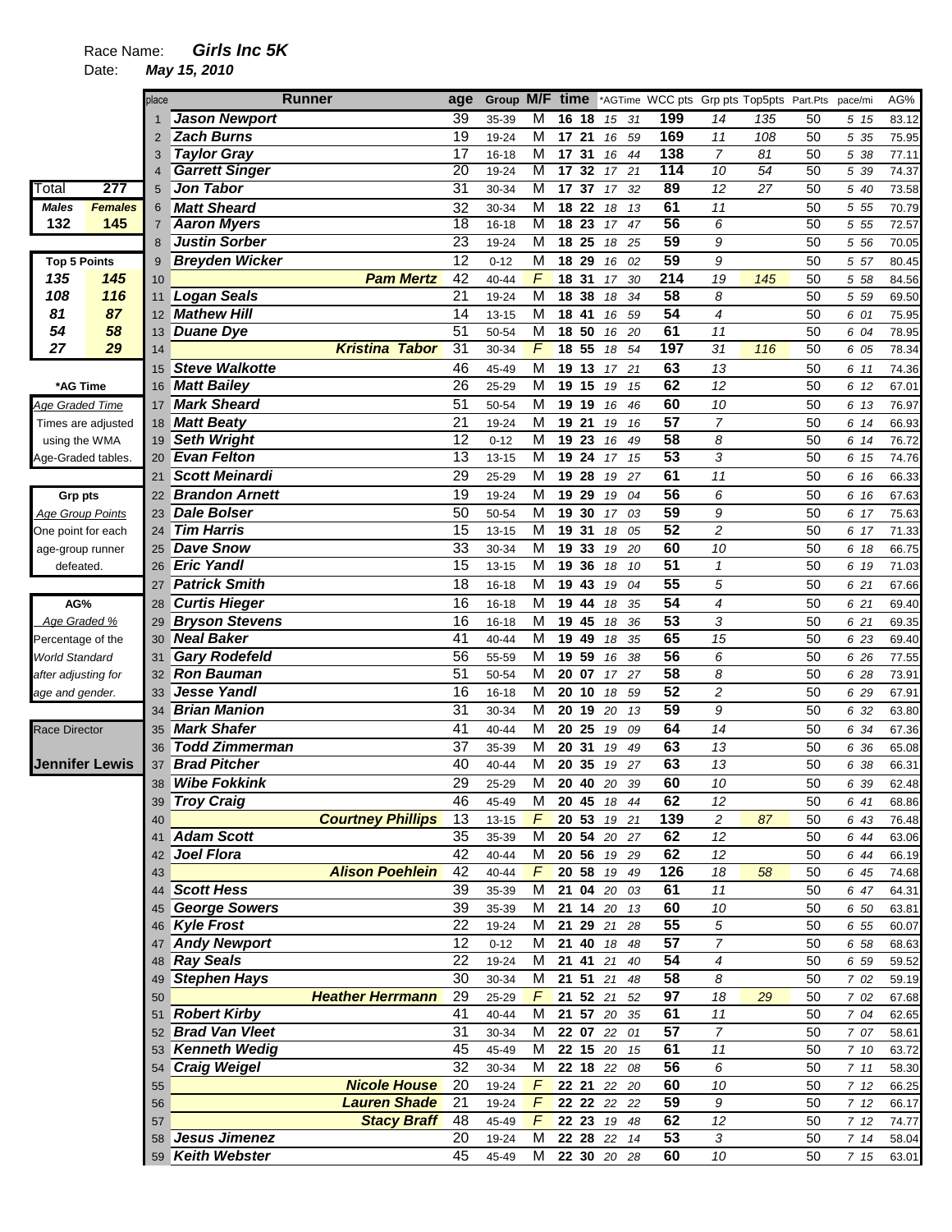Race Name: ***Girls Inc 5K***

Date: ***May 15, 2010***

| Total | 277 |
|---|---|
| **Males** | **Females** |
| 132 | 145 |

| Top 5 Points | |
|---|---|
| 135 | 145 |
| 108 | 116 |
| 81 | 87 |
| 54 | 58 |
| 27 | 29 |

**\*AG Time**

Age Graded Time

Times are adjusted using the WMA Age-Graded tables.

**Grp pts**

Age Group Points

One point for each age-group runner defeated.

**AG%**

Age Graded %

Percentage of the World Standard after adjusting for age and gender.

Race Director

**Jennifer Lewis**

| place | Runner | age | Group | M/F | time | *AGTime | WCC pts | Grp pts | Top5pts | Part.Pts | pace/mi | AG% |
|---|---|---|---|---|---|---|---|---|---|---|---|---|
| 1 | Jason Newport | 39 | 35-39 | M | 16 18 | 15 31 | 199 | 14 | 135 | 50 | 5 15 | 83.12 |
| 2 | Zach Burns | 19 | 19-24 | M | 17 21 | 16 59 | 169 | 11 | 108 | 50 | 5 35 | 75.95 |
| 3 | Taylor Gray | 17 | 16-18 | M | 17 31 | 16 44 | 138 | 7 | 81 | 50 | 5 38 | 77.11 |
| 4 | Garrett Singer | 20 | 19-24 | M | 17 32 | 17 21 | 114 | 10 | 54 | 50 | 5 39 | 74.37 |
| 5 | Jon Tabor | 31 | 30-34 | M | 17 37 | 17 32 | 89 | 12 | 27 | 50 | 5 40 | 73.58 |
| 6 | Matt Sheard | 32 | 30-34 | M | 18 22 | 18 13 | 61 | 11 | | 50 | 5 55 | 70.79 |
| 7 | Aaron Myers | 18 | 16-18 | M | 18 23 | 17 47 | 56 | 6 | | 50 | 5 55 | 72.57 |
| 8 | Justin Sorber | 23 | 19-24 | M | 18 25 | 18 25 | 59 | 9 | | 50 | 5 56 | 70.05 |
| 9 | Breyden Wicker | 12 | 0-12 | M | 18 29 | 16 02 | 59 | 9 | | 50 | 5 57 | 80.45 |
| 10 | Pam Mertz | 42 | 40-44 | F | 18 31 | 17 30 | 214 | 19 | 145 | 50 | 5 58 | 84.56 |
| 11 | Logan Seals | 21 | 19-24 | M | 18 38 | 18 34 | 58 | 8 | | 50 | 5 59 | 69.50 |
| 12 | Mathew Hill | 14 | 13-15 | M | 18 41 | 16 59 | 54 | 4 | | 50 | 6 01 | 75.95 |
| 13 | Duane Dye | 51 | 50-54 | M | 18 50 | 16 20 | 61 | 11 | | 50 | 6 04 | 78.95 |
| 14 | Kristina Tabor | 31 | 30-34 | F | 18 55 | 18 54 | 197 | 31 | 116 | 50 | 6 05 | 78.34 |
| 15 | Steve Walkotte | 46 | 45-49 | M | 19 13 | 17 21 | 63 | 13 | | 50 | 6 11 | 74.36 |
| 16 | Matt Bailey | 26 | 25-29 | M | 19 15 | 19 15 | 62 | 12 | | 50 | 6 12 | 67.01 |
| 17 | Mark Sheard | 51 | 50-54 | M | 19 19 | 16 46 | 60 | 10 | | 50 | 6 13 | 76.97 |
| 18 | Matt Beaty | 21 | 19-24 | M | 19 21 | 19 16 | 57 | 7 | | 50 | 6 14 | 66.93 |
| 19 | Seth Wright | 12 | 0-12 | M | 19 23 | 16 49 | 58 | 8 | | 50 | 6 14 | 76.72 |
| 20 | Evan Felton | 13 | 13-15 | M | 19 24 | 17 15 | 53 | 3 | | 50 | 6 15 | 74.76 |
| 21 | Scott Meinardi | 29 | 25-29 | M | 19 28 | 19 27 | 61 | 11 | | 50 | 6 16 | 66.33 |
| 22 | Brandon Arnett | 19 | 19-24 | M | 19 29 | 19 04 | 56 | 6 | | 50 | 6 16 | 67.63 |
| 23 | Dale Bolser | 50 | 50-54 | M | 19 30 | 17 03 | 59 | 9 | | 50 | 6 17 | 75.63 |
| 24 | Tim Harris | 15 | 13-15 | M | 19 31 | 18 05 | 52 | 2 | | 50 | 6 17 | 71.33 |
| 25 | Dave Snow | 33 | 30-34 | M | 19 33 | 19 20 | 60 | 10 | | 50 | 6 18 | 66.75 |
| 26 | Eric Yandl | 15 | 13-15 | M | 19 36 | 18 10 | 51 | 1 | | 50 | 6 19 | 71.03 |
| 27 | Patrick Smith | 18 | 16-18 | M | 19 43 | 19 04 | 55 | 5 | | 50 | 6 21 | 67.66 |
| 28 | Curtis Hieger | 16 | 16-18 | M | 19 44 | 18 35 | 54 | 4 | | 50 | 6 21 | 69.40 |
| 29 | Bryson Stevens | 16 | 16-18 | M | 19 45 | 18 36 | 53 | 3 | | 50 | 6 21 | 69.35 |
| 30 | Neal Baker | 41 | 40-44 | M | 19 49 | 18 35 | 65 | 15 | | 50 | 6 23 | 69.40 |
| 31 | Gary Rodefeld | 56 | 55-59 | M | 19 59 | 16 38 | 56 | 6 | | 50 | 6 26 | 77.55 |
| 32 | Ron Bauman | 51 | 50-54 | M | 20 07 | 17 27 | 58 | 8 | | 50 | 6 28 | 73.91 |
| 33 | Jesse Yandl | 16 | 16-18 | M | 20 10 | 18 59 | 52 | 2 | | 50 | 6 29 | 67.91 |
| 34 | Brian Manion | 31 | 30-34 | M | 20 19 | 20 13 | 59 | 9 | | 50 | 6 32 | 63.80 |
| 35 | Mark Shafer | 41 | 40-44 | M | 20 25 | 19 09 | 64 | 14 | | 50 | 6 34 | 67.36 |
| 36 | Todd Zimmerman | 37 | 35-39 | M | 20 31 | 19 49 | 63 | 13 | | 50 | 6 36 | 65.08 |
| 37 | Brad Pitcher | 40 | 40-44 | M | 20 35 | 19 27 | 63 | 13 | | 50 | 6 38 | 66.31 |
| 38 | Wibe Fokkink | 29 | 25-29 | M | 20 40 | 20 39 | 60 | 10 | | 50 | 6 39 | 62.48 |
| 39 | Troy Craig | 46 | 45-49 | M | 20 45 | 18 44 | 62 | 12 | | 50 | 6 41 | 68.86 |
| 40 | Courtney Phillips | 13 | 13-15 | F | 20 53 | 19 21 | 139 | 2 | 87 | 50 | 6 43 | 76.48 |
| 41 | Adam Scott | 35 | 35-39 | M | 20 54 | 20 27 | 62 | 12 | | 50 | 6 44 | 63.06 |
| 42 | Joel Flora | 42 | 40-44 | M | 20 56 | 19 29 | 62 | 12 | | 50 | 6 44 | 66.19 |
| 43 | Alison Poehlein | 42 | 40-44 | F | 20 58 | 19 49 | 126 | 18 | 58 | 50 | 6 45 | 74.68 |
| 44 | Scott Hess | 39 | 35-39 | M | 21 04 | 20 03 | 61 | 11 | | 50 | 6 47 | 64.31 |
| 45 | George Sowers | 39 | 35-39 | M | 21 14 | 20 13 | 60 | 10 | | 50 | 6 50 | 63.81 |
| 46 | Kyle Frost | 22 | 19-24 | M | 21 29 | 21 28 | 55 | 5 | | 50 | 6 55 | 60.07 |
| 47 | Andy Newport | 12 | 0-12 | M | 21 40 | 18 48 | 57 | 7 | | 50 | 6 58 | 68.63 |
| 48 | Ray Seals | 22 | 19-24 | M | 21 41 | 21 40 | 54 | 4 | | 50 | 6 59 | 59.52 |
| 49 | Stephen Hays | 30 | 30-34 | M | 21 51 | 21 48 | 58 | 8 | | 50 | 7 02 | 59.19 |
| 50 | Heather Herrmann | 29 | 25-29 | F | 21 52 | 21 52 | 97 | 18 | 29 | 50 | 7 02 | 67.68 |
| 51 | Robert Kirby | 41 | 40-44 | M | 21 57 | 20 35 | 61 | 11 | | 50 | 7 04 | 62.65 |
| 52 | Brad Van Vleet | 31 | 30-34 | M | 22 07 | 22 01 | 57 | 7 | | 50 | 7 07 | 58.61 |
| 53 | Kenneth Wedig | 45 | 45-49 | M | 22 15 | 20 15 | 61 | 11 | | 50 | 7 10 | 63.72 |
| 54 | Craig Weigel | 32 | 30-34 | M | 22 18 | 22 08 | 56 | 6 | | 50 | 7 11 | 58.30 |
| 55 | Nicole House | 20 | 19-24 | F | 22 21 | 22 20 | 60 | 10 | | 50 | 7 12 | 66.25 |
| 56 | Lauren Shade | 21 | 19-24 | F | 22 22 | 22 22 | 59 | 9 | | 50 | 7 12 | 66.17 |
| 57 | Stacy Braff | 48 | 45-49 | F | 22 23 | 19 48 | 62 | 12 | | 50 | 7 12 | 74.77 |
| 58 | Jesus Jimenez | 20 | 19-24 | M | 22 28 | 22 14 | 53 | 3 | | 50 | 7 14 | 58.04 |
| 59 | Keith Webster | 45 | 45-49 | M | 22 30 | 20 28 | 60 | 10 | | 50 | 7 15 | 63.01 |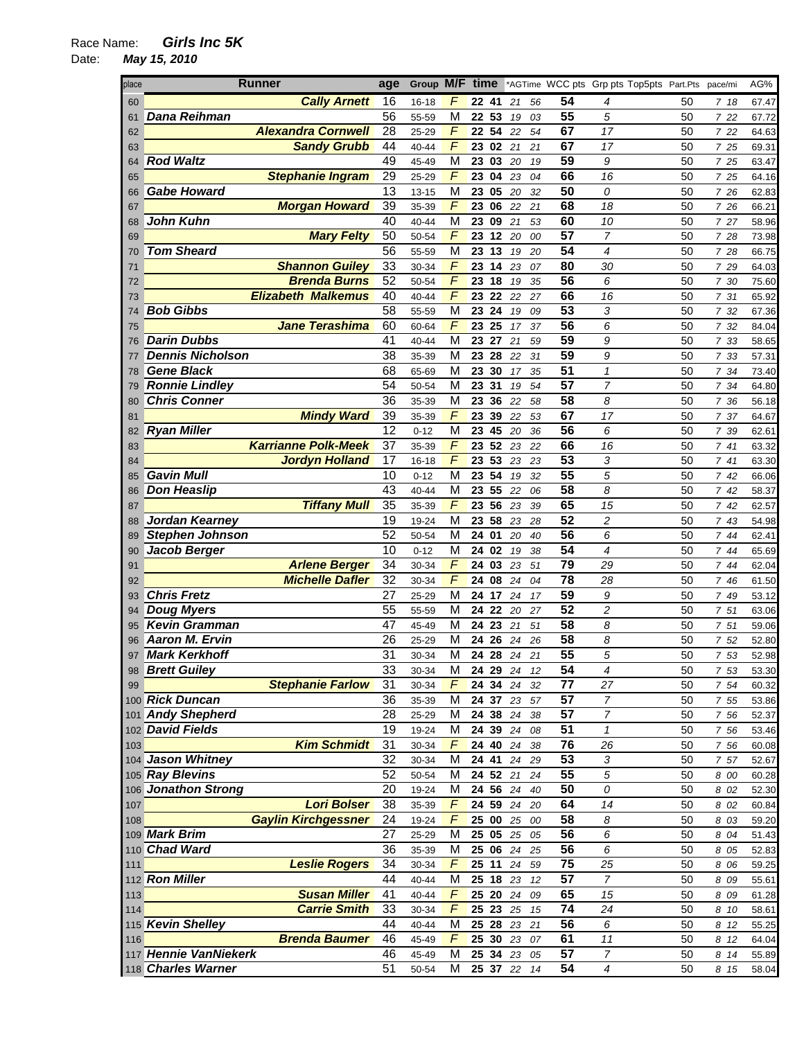Race Name: ***Girls Inc 5K***
Date: ***May 15, 2010***

| place | Runner | age | Group | M/F | time | *AGTime | WCC pts | Grp pts | Top5pts | Part.Pts | pace/mi | AG% |
|---|---|---|---|---|---|---|---|---|---|---|---|---|
| 60 | **Cally Arnett** | 16 | 16-18 | F | 22 41 | 21 56 | 54 | 4 | | 50 | 7 18 | 67.47 |
| 61 | **Dana Reihman** | 56 | 55-59 | M | 22 53 | 19 03 | 55 | 5 | | 50 | 7 22 | 67.72 |
| 62 | **Alexandra Cornwell** | 28 | 25-29 | F | 22 54 | 22 54 | 67 | 17 | | 50 | 7 22 | 64.63 |
| 63 | **Sandy Grubb** | 44 | 40-44 | F | 23 02 | 21 21 | 67 | 17 | | 50 | 7 25 | 69.31 |
| 64 | **Rod Waltz** | 49 | 45-49 | M | 23 03 | 20 19 | 59 | 9 | | 50 | 7 25 | 63.47 |
| 65 | **Stephanie Ingram** | 29 | 25-29 | F | 23 04 | 23 04 | 66 | 16 | | 50 | 7 25 | 64.16 |
| 66 | **Gabe Howard** | 13 | 13-15 | M | 23 05 | 20 32 | 50 | 0 | | 50 | 7 26 | 62.83 |
| 67 | **Morgan Howard** | 39 | 35-39 | F | 23 06 | 22 21 | 68 | 18 | | 50 | 7 26 | 66.21 |
| 68 | **John Kuhn** | 40 | 40-44 | M | 23 09 | 21 53 | 60 | 10 | | 50 | 7 27 | 58.96 |
| 69 | **Mary Felty** | 50 | 50-54 | F | 23 12 | 20 00 | 57 | 7 | | 50 | 7 28 | 73.98 |
| 70 | **Tom Sheard** | 56 | 55-59 | M | 23 13 | 19 20 | 54 | 4 | | 50 | 7 28 | 66.75 |
| 71 | **Shannon Guiley** | 33 | 30-34 | F | 23 14 | 23 07 | 80 | 30 | | 50 | 7 29 | 64.03 |
| 72 | **Brenda Burns** | 52 | 50-54 | F | 23 18 | 19 35 | 56 | 6 | | 50 | 7 30 | 75.60 |
| 73 | **Elizabeth Malkemus** | 40 | 40-44 | F | 23 22 | 22 27 | 66 | 16 | | 50 | 7 31 | 65.92 |
| 74 | **Bob Gibbs** | 58 | 55-59 | M | 23 24 | 19 09 | 53 | 3 | | 50 | 7 32 | 67.36 |
| 75 | **Jane Terashima** | 60 | 60-64 | F | 23 25 | 17 37 | 56 | 6 | | 50 | 7 32 | 84.04 |
| 76 | **Darin Dubbs** | 41 | 40-44 | M | 23 27 | 21 59 | 59 | 9 | | 50 | 7 33 | 58.65 |
| 77 | **Dennis Nicholson** | 38 | 35-39 | M | 23 28 | 22 31 | 59 | 9 | | 50 | 7 33 | 57.31 |
| 78 | **Gene Black** | 68 | 65-69 | M | 23 30 | 17 35 | 51 | 1 | | 50 | 7 34 | 73.40 |
| 79 | **Ronnie Lindley** | 54 | 50-54 | M | 23 31 | 19 54 | 57 | 7 | | 50 | 7 34 | 64.80 |
| 80 | **Chris Conner** | 36 | 35-39 | M | 23 36 | 22 58 | 58 | 8 | | 50 | 7 36 | 56.18 |
| 81 | **Mindy Ward** | 39 | 35-39 | F | 23 39 | 22 53 | 67 | 17 | | 50 | 7 37 | 64.67 |
| 82 | **Ryan Miller** | 12 | 0-12 | M | 23 45 | 20 36 | 56 | 6 | | 50 | 7 39 | 62.61 |
| 83 | **Karrianne Polk-Meek** | 37 | 35-39 | F | 23 52 | 23 22 | 66 | 16 | | 50 | 7 41 | 63.32 |
| 84 | **Jordyn Holland** | 17 | 16-18 | F | 23 53 | 23 23 | 53 | 3 | | 50 | 7 41 | 63.30 |
| 85 | **Gavin Mull** | 10 | 0-12 | M | 23 54 | 19 32 | 55 | 5 | | 50 | 7 42 | 66.06 |
| 86 | **Don Heaslip** | 43 | 40-44 | M | 23 55 | 22 06 | 58 | 8 | | 50 | 7 42 | 58.37 |
| 87 | **Tiffany Mull** | 35 | 35-39 | F | 23 56 | 23 39 | 65 | 15 | | 50 | 7 42 | 62.57 |
| 88 | **Jordan Kearney** | 19 | 19-24 | M | 23 58 | 23 28 | 52 | 2 | | 50 | 7 43 | 54.98 |
| 89 | **Stephen Johnson** | 52 | 50-54 | M | 24 01 | 20 40 | 56 | 6 | | 50 | 7 44 | 62.41 |
| 90 | **Jacob Berger** | 10 | 0-12 | M | 24 02 | 19 38 | 54 | 4 | | 50 | 7 44 | 65.69 |
| 91 | **Arlene Berger** | 34 | 30-34 | F | 24 03 | 23 51 | 79 | 29 | | 50 | 7 44 | 62.04 |
| 92 | **Michelle Dafler** | 32 | 30-34 | F | 24 08 | 24 04 | 78 | 28 | | 50 | 7 46 | 61.50 |
| 93 | **Chris Fretz** | 27 | 25-29 | M | 24 17 | 24 17 | 59 | 9 | | 50 | 7 49 | 53.12 |
| 94 | **Doug Myers** | 55 | 55-59 | M | 24 22 | 20 27 | 52 | 2 | | 50 | 7 51 | 63.06 |
| 95 | **Kevin Gramman** | 47 | 45-49 | M | 24 23 | 21 51 | 58 | 8 | | 50 | 7 51 | 59.06 |
| 96 | **Aaron M. Ervin** | 26 | 25-29 | M | 24 26 | 24 26 | 58 | 8 | | 50 | 7 52 | 52.80 |
| 97 | **Mark Kerkhoff** | 31 | 30-34 | M | 24 28 | 24 21 | 55 | 5 | | 50 | 7 53 | 52.98 |
| 98 | **Brett Guiley** | 33 | 30-34 | M | 24 29 | 24 12 | 54 | 4 | | 50 | 7 53 | 53.30 |
| 99 | **Stephanie Farlow** | 31 | 30-34 | F | 24 34 | 24 32 | 77 | 27 | | 50 | 7 54 | 60.32 |
| 100 | **Rick Duncan** | 36 | 35-39 | M | 24 37 | 23 57 | 57 | 7 | | 50 | 7 55 | 53.86 |
| 101 | **Andy Shepherd** | 28 | 25-29 | M | 24 38 | 24 38 | 57 | 7 | | 50 | 7 56 | 52.37 |
| 102 | **David Fields** | 19 | 19-24 | M | 24 39 | 24 08 | 51 | 1 | | 50 | 7 56 | 53.46 |
| 103 | **Kim Schmidt** | 31 | 30-34 | F | 24 40 | 24 38 | 76 | 26 | | 50 | 7 56 | 60.08 |
| 104 | **Jason Whitney** | 32 | 30-34 | M | 24 41 | 24 29 | 53 | 3 | | 50 | 7 57 | 52.67 |
| 105 | **Ray Blevins** | 52 | 50-54 | M | 24 52 | 21 24 | 55 | 5 | | 50 | 8 00 | 60.28 |
| 106 | **Jonathon Strong** | 20 | 19-24 | M | 24 56 | 24 40 | 50 | 0 | | 50 | 8 02 | 52.30 |
| 107 | **Lori Bolser** | 38 | 35-39 | F | 24 59 | 24 20 | 64 | 14 | | 50 | 8 02 | 60.84 |
| 108 | **Gaylin Kirchgessner** | 24 | 19-24 | F | 25 00 | 25 00 | 58 | 8 | | 50 | 8 03 | 59.20 |
| 109 | **Mark Brim** | 27 | 25-29 | M | 25 05 | 25 05 | 56 | 6 | | 50 | 8 04 | 51.43 |
| 110 | **Chad Ward** | 36 | 35-39 | M | 25 06 | 24 25 | 56 | 6 | | 50 | 8 05 | 52.83 |
| 111 | **Leslie Rogers** | 34 | 30-34 | F | 25 11 | 24 59 | 75 | 25 | | 50 | 8 06 | 59.25 |
| 112 | **Ron Miller** | 44 | 40-44 | M | 25 18 | 23 12 | 57 | 7 | | 50 | 8 09 | 55.61 |
| 113 | **Susan Miller** | 41 | 40-44 | F | 25 20 | 24 09 | 65 | 15 | | 50 | 8 09 | 61.28 |
| 114 | **Carrie Smith** | 33 | 30-34 | F | 25 23 | 25 15 | 74 | 24 | | 50 | 8 10 | 58.61 |
| 115 | **Kevin Shelley** | 44 | 40-44 | M | 25 28 | 23 21 | 56 | 6 | | 50 | 8 12 | 55.25 |
| 116 | **Brenda Baumer** | 46 | 45-49 | F | 25 30 | 23 07 | 61 | 11 | | 50 | 8 12 | 64.04 |
| 117 | **Hennie VanNiekerk** | 46 | 45-49 | M | 25 34 | 23 05 | 57 | 7 | | 50 | 8 14 | 55.89 |
| 118 | **Charles Warner** | 51 | 50-54 | M | 25 37 | 22 14 | 54 | 4 | | 50 | 8 15 | 58.04 |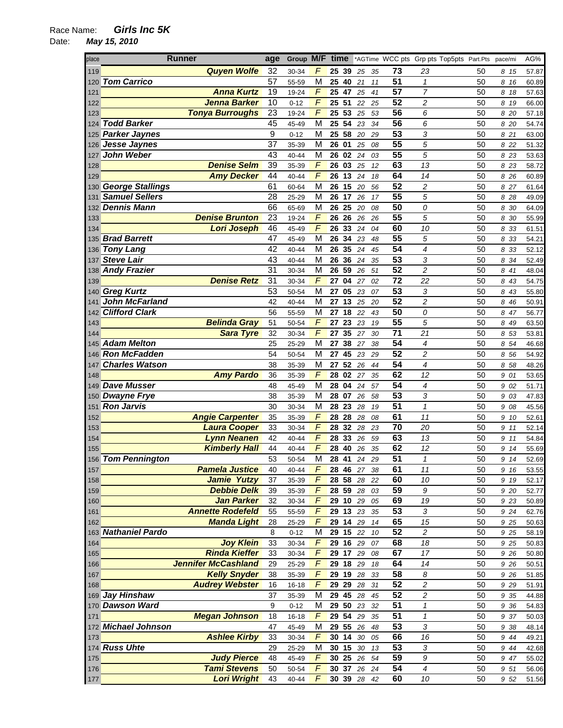Race Name: ***Girls Inc 5K***

Date: ***May 15, 2010***

| place | Runner | age | Group | M/F | time | | *AGTime | | WCC pts | Grp pts | Top5pts | Part.Pts | pace/mi | | AG% |
|---|---|---|---|---|---|---|---|---|---|---|---|---|---|---|---|
| 119 | **Quyen Wolfe** | 32 | 30-34 | F | 25 | 39 | 25 | 35 | 73 | 23 | | 50 | 8 | 15 | 57.87 |
| 120 | **Tom Carrico** | 57 | 55-59 | M | 25 | 40 | 21 | 11 | 51 | 1 | | 50 | 8 | 16 | 60.89 |
| 121 | **Anna Kurtz** | 19 | 19-24 | F | 25 | 47 | 25 | 41 | 57 | 7 | | 50 | 8 | 18 | 57.63 |
| 122 | **Jenna Barker** | 10 | 0-12 | F | 25 | 51 | 22 | 25 | 52 | 2 | | 50 | 8 | 19 | 66.00 |
| 123 | **Tonya Burroughs** | 23 | 19-24 | F | 25 | 53 | 25 | 53 | 56 | 6 | | 50 | 8 | 20 | 57.18 |
| 124 | **Todd Barker** | 45 | 45-49 | M | 25 | 54 | 23 | 34 | 56 | 6 | | 50 | 8 | 20 | 54.74 |
| 125 | **Parker Jaynes** | 9 | 0-12 | M | 25 | 58 | 20 | 29 | 53 | 3 | | 50 | 8 | 21 | 63.00 |
| 126 | **Jesse Jaynes** | 37 | 35-39 | M | 26 | 01 | 25 | 08 | 55 | 5 | | 50 | 8 | 22 | 51.32 |
| 127 | **John Weber** | 43 | 40-44 | M | 26 | 02 | 24 | 03 | 55 | 5 | | 50 | 8 | 23 | 53.63 |
| 128 | **Denise Selm** | 39 | 35-39 | F | 26 | 03 | 25 | 12 | 63 | 13 | | 50 | 8 | 23 | 58.72 |
| 129 | **Amy Decker** | 44 | 40-44 | F | 26 | 13 | 24 | 18 | 64 | 14 | | 50 | 8 | 26 | 60.89 |
| 130 | **George Stallings** | 61 | 60-64 | M | 26 | 15 | 20 | 56 | 52 | 2 | | 50 | 8 | 27 | 61.64 |
| 131 | **Samuel Sellers** | 28 | 25-29 | M | 26 | 17 | 26 | 17 | 55 | 5 | | 50 | 8 | 28 | 49.09 |
| 132 | **Dennis Mann** | 66 | 65-69 | M | 26 | 25 | 20 | 08 | 50 | 0 | | 50 | 8 | 30 | 64.09 |
| 133 | **Denise Brunton** | 23 | 19-24 | F | 26 | 26 | 26 | 26 | 55 | 5 | | 50 | 8 | 30 | 55.99 |
| 134 | **Lori Joseph** | 46 | 45-49 | F | 26 | 33 | 24 | 04 | 60 | 10 | | 50 | 8 | 33 | 61.51 |
| 135 | **Brad Barrett** | 47 | 45-49 | M | 26 | 34 | 23 | 48 | 55 | 5 | | 50 | 8 | 33 | 54.21 |
| 136 | **Tony Lang** | 42 | 40-44 | M | 26 | 35 | 24 | 45 | 54 | 4 | | 50 | 8 | 33 | 52.12 |
| 137 | **Steve Lair** | 43 | 40-44 | M | 26 | 36 | 24 | 35 | 53 | 3 | | 50 | 8 | 34 | 52.49 |
| 138 | **Andy Frazier** | 31 | 30-34 | M | 26 | 59 | 26 | 51 | 52 | 2 | | 50 | 8 | 41 | 48.04 |
| 139 | **Denise Retz** | 31 | 30-34 | F | 27 | 04 | 27 | 02 | 72 | 22 | | 50 | 8 | 43 | 54.75 |
| 140 | **Greg Kurtz** | 53 | 50-54 | M | 27 | 05 | 23 | 07 | 53 | 3 | | 50 | 8 | 43 | 55.80 |
| 141 | **John McFarland** | 42 | 40-44 | M | 27 | 13 | 25 | 20 | 52 | 2 | | 50 | 8 | 46 | 50.91 |
| 142 | **Clifford Clark** | 56 | 55-59 | M | 27 | 18 | 22 | 43 | 50 | 0 | | 50 | 8 | 47 | 56.77 |
| 143 | **Belinda Gray** | 51 | 50-54 | F | 27 | 23 | 23 | 19 | 55 | 5 | | 50 | 8 | 49 | 63.50 |
| 144 | **Sara Tyre** | 32 | 30-34 | F | 27 | 35 | 27 | 30 | 71 | 21 | | 50 | 8 | 53 | 53.81 |
| 145 | **Adam Melton** | 25 | 25-29 | M | 27 | 38 | 27 | 38 | 54 | 4 | | 50 | 8 | 54 | 46.68 |
| 146 | **Ron McFadden** | 54 | 50-54 | M | 27 | 45 | 23 | 29 | 52 | 2 | | 50 | 8 | 56 | 54.92 |
| 147 | **Charles Watson** | 38 | 35-39 | M | 27 | 52 | 26 | 44 | 54 | 4 | | 50 | 8 | 58 | 48.26 |
| 148 | **Amy Pardo** | 36 | 35-39 | F | 28 | 02 | 27 | 35 | 62 | 12 | | 50 | 9 | 01 | 53.65 |
| 149 | **Dave Musser** | 48 | 45-49 | M | 28 | 04 | 24 | 57 | 54 | 4 | | 50 | 9 | 02 | 51.71 |
| 150 | **Dwayne Frye** | 38 | 35-39 | M | 28 | 07 | 26 | 58 | 53 | 3 | | 50 | 9 | 03 | 47.83 |
| 151 | **Ron Jarvis** | 30 | 30-34 | M | 28 | 23 | 28 | 19 | 51 | 1 | | 50 | 9 | 08 | 45.56 |
| 152 | **Angie Carpenter** | 35 | 35-39 | F | 28 | 28 | 28 | 08 | 61 | 11 | | 50 | 9 | 10 | 52.61 |
| 153 | **Laura Cooper** | 33 | 30-34 | F | 28 | 32 | 28 | 23 | 70 | 20 | | 50 | 9 | 11 | 52.14 |
| 154 | **Lynn Neanen** | 42 | 40-44 | F | 28 | 33 | 26 | 59 | 63 | 13 | | 50 | 9 | 11 | 54.84 |
| 155 | **Kimberly Hall** | 44 | 40-44 | F | 28 | 40 | 26 | 35 | 62 | 12 | | 50 | 9 | 14 | 55.69 |
| 156 | **Tom Pennington** | 53 | 50-54 | M | 28 | 41 | 24 | 29 | 51 | 1 | | 50 | 9 | 14 | 52.69 |
| 157 | **Pamela Justice** | 40 | 40-44 | F | 28 | 46 | 27 | 38 | 61 | 11 | | 50 | 9 | 16 | 53.55 |
| 158 | **Jamie Yutzy** | 37 | 35-39 | F | 28 | 58 | 28 | 22 | 60 | 10 | | 50 | 9 | 19 | 52.17 |
| 159 | **Debbie Delk** | 39 | 35-39 | F | 28 | 59 | 28 | 03 | 59 | 9 | | 50 | 9 | 20 | 52.77 |
| 160 | **Jan Parker** | 32 | 30-34 | F | 29 | 10 | 29 | 05 | 69 | 19 | | 50 | 9 | 23 | 50.89 |
| 161 | **Annette Rodefeld** | 55 | 55-59 | F | 29 | 13 | 23 | 35 | 53 | 3 | | 50 | 9 | 24 | 62.76 |
| 162 | **Manda Light** | 28 | 25-29 | F | 29 | 14 | 29 | 14 | 65 | 15 | | 50 | 9 | 25 | 50.63 |
| 163 | **Nathaniel Pardo** | 8 | 0-12 | M | 29 | 15 | 22 | 10 | 52 | 2 | | 50 | 9 | 25 | 58.19 |
| 164 | **Joy Klein** | 33 | 30-34 | F | 29 | 16 | 29 | 07 | 68 | 18 | | 50 | 9 | 25 | 50.83 |
| 165 | **Rinda Kieffer** | 33 | 30-34 | F | 29 | 17 | 29 | 08 | 67 | 17 | | 50 | 9 | 26 | 50.80 |
| 166 | **Jennifer McCashland** | 29 | 25-29 | F | 29 | 18 | 29 | 18 | 64 | 14 | | 50 | 9 | 26 | 50.51 |
| 167 | **Kelly Snyder** | 38 | 35-39 | F | 29 | 19 | 28 | 33 | 58 | 8 | | 50 | 9 | 26 | 51.85 |
| 168 | **Audrey Webster** | 16 | 16-18 | F | 29 | 29 | 28 | 31 | 52 | 2 | | 50 | 9 | 29 | 51.91 |
| 169 | **Jay Hinshaw** | 37 | 35-39 | M | 29 | 45 | 28 | 45 | 52 | 2 | | 50 | 9 | 35 | 44.88 |
| 170 | **Dawson Ward** | 9 | 0-12 | M | 29 | 50 | 23 | 32 | 51 | 1 | | 50 | 9 | 36 | 54.83 |
| 171 | **Megan Johnson** | 18 | 16-18 | F | 29 | 54 | 29 | 35 | 51 | 1 | | 50 | 9 | 37 | 50.03 |
| 172 | **Michael Johnson** | 47 | 45-49 | M | 29 | 55 | 26 | 48 | 53 | 3 | | 50 | 9 | 38 | 48.14 |
| 173 | **Ashlee Kirby** | 33 | 30-34 | F | 30 | 14 | 30 | 05 | 66 | 16 | | 50 | 9 | 44 | 49.21 |
| 174 | **Russ Uhte** | 29 | 25-29 | M | 30 | 15 | 30 | 13 | 53 | 3 | | 50 | 9 | 44 | 42.68 |
| 175 | **Judy Pierce** | 48 | 45-49 | F | 30 | 25 | 26 | 54 | 59 | 9 | | 50 | 9 | 47 | 55.02 |
| 176 | **Tami Stevens** | 50 | 50-54 | F | 30 | 37 | 26 | 24 | 54 | 4 | | 50 | 9 | 51 | 56.06 |
| 177 | **Lori Wright** | 43 | 40-44 | F | 30 | 39 | 28 | 42 | 60 | 10 | | 50 | 9 | 52 | 51.56 |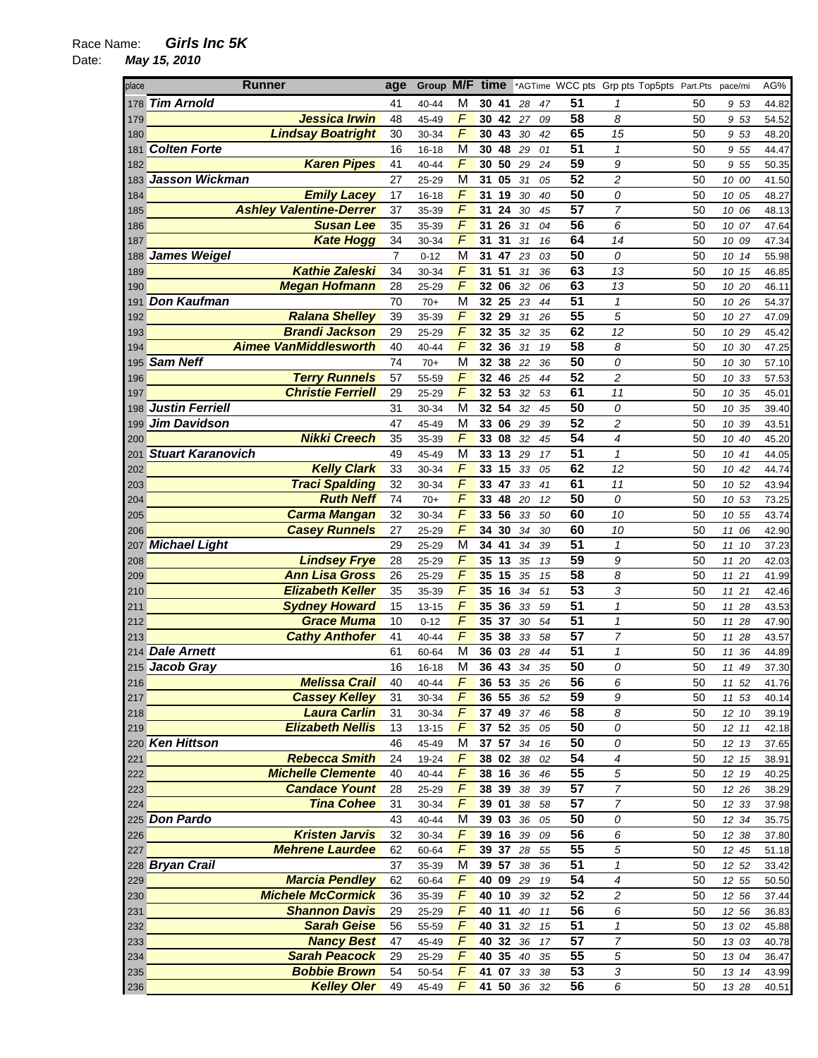Race Name: **Girls Inc 5K**
Date: **May 15, 2010**

| place | Runner | age | Group | M/F | time | *AGTime | WCC pts | Grp pts | Top5pts | Part.Pts | pace/mi | AG% |
|---|---|---|---|---|---|---|---|---|---|---|---|---|
| 178 | Tim Arnold | 41 | 40-44 | M | 30 41 | 28 47 | 51 | 1 | | 50 | 9 53 | 44.82 |
| 179 | Jessica Irwin | 48 | 45-49 | F | 30 42 | 27 09 | 58 | 8 | | 50 | 9 53 | 54.52 |
| 180 | Lindsay Boatright | 30 | 30-34 | F | 30 43 | 30 42 | 65 | 15 | | 50 | 9 53 | 48.20 |
| 181 | Colten Forte | 16 | 16-18 | M | 30 48 | 29 01 | 51 | 1 | | 50 | 9 55 | 44.47 |
| 182 | Karen Pipes | 41 | 40-44 | F | 30 50 | 29 24 | 59 | 9 | | 50 | 9 55 | 50.35 |
| 183 | Jasson Wickman | 27 | 25-29 | M | 31 05 | 31 05 | 52 | 2 | | 50 | 10 00 | 41.50 |
| 184 | Emily Lacey | 17 | 16-18 | F | 31 19 | 30 40 | 50 | 0 | | 50 | 10 05 | 48.27 |
| 185 | Ashley Valentine-Derrer | 37 | 35-39 | F | 31 24 | 30 45 | 57 | 7 | | 50 | 10 06 | 48.13 |
| 186 | Susan Lee | 35 | 35-39 | F | 31 26 | 31 04 | 56 | 6 | | 50 | 10 07 | 47.64 |
| 187 | Kate Hogg | 34 | 30-34 | F | 31 31 | 31 16 | 64 | 14 | | 50 | 10 09 | 47.34 |
| 188 | James Weigel | 7 | 0-12 | M | 31 47 | 23 03 | 50 | 0 | | 50 | 10 14 | 55.98 |
| 189 | Kathie Zaleski | 34 | 30-34 | F | 31 51 | 31 36 | 63 | 13 | | 50 | 10 15 | 46.85 |
| 190 | Megan Hofmann | 28 | 25-29 | F | 32 06 | 32 06 | 63 | 13 | | 50 | 10 20 | 46.11 |
| 191 | Don Kaufman | 70 | 70+ | M | 32 25 | 23 44 | 51 | 1 | | 50 | 10 26 | 54.37 |
| 192 | Ralana Shelley | 39 | 35-39 | F | 32 29 | 31 26 | 55 | 5 | | 50 | 10 27 | 47.09 |
| 193 | Brandi Jackson | 29 | 25-29 | F | 32 35 | 32 35 | 62 | 12 | | 50 | 10 29 | 45.42 |
| 194 | Aimee VanMiddlesworth | 40 | 40-44 | F | 32 36 | 31 19 | 58 | 8 | | 50 | 10 30 | 47.25 |
| 195 | Sam Neff | 74 | 70+ | M | 32 38 | 22 36 | 50 | 0 | | 50 | 10 30 | 57.10 |
| 196 | Terry Runnels | 57 | 55-59 | F | 32 46 | 25 44 | 52 | 2 | | 50 | 10 33 | 57.53 |
| 197 | Christie Ferriell | 29 | 25-29 | F | 32 53 | 32 53 | 61 | 11 | | 50 | 10 35 | 45.01 |
| 198 | Justin Ferriell | 31 | 30-34 | M | 32 54 | 32 45 | 50 | 0 | | 50 | 10 35 | 39.40 |
| 199 | Jim Davidson | 47 | 45-49 | M | 33 06 | 29 39 | 52 | 2 | | 50 | 10 39 | 43.51 |
| 200 | Nikki Creech | 35 | 35-39 | F | 33 08 | 32 45 | 54 | 4 | | 50 | 10 40 | 45.20 |
| 201 | Stuart Karanovich | 49 | 45-49 | M | 33 13 | 29 17 | 51 | 1 | | 50 | 10 41 | 44.05 |
| 202 | Kelly Clark | 33 | 30-34 | F | 33 15 | 33 05 | 62 | 12 | | 50 | 10 42 | 44.74 |
| 203 | Traci Spalding | 32 | 30-34 | F | 33 47 | 33 41 | 61 | 11 | | 50 | 10 52 | 43.94 |
| 204 | Ruth Neff | 74 | 70+ | F | 33 48 | 20 12 | 50 | 0 | | 50 | 10 53 | 73.25 |
| 205 | Carma Mangan | 32 | 30-34 | F | 33 56 | 33 50 | 60 | 10 | | 50 | 10 55 | 43.74 |
| 206 | Casey Runnels | 27 | 25-29 | F | 34 30 | 34 30 | 60 | 10 | | 50 | 11 06 | 42.90 |
| 207 | Michael Light | 29 | 25-29 | M | 34 41 | 34 39 | 51 | 1 | | 50 | 11 10 | 37.23 |
| 208 | Lindsey Frye | 28 | 25-29 | F | 35 13 | 35 13 | 59 | 9 | | 50 | 11 20 | 42.03 |
| 209 | Ann Lisa Gross | 26 | 25-29 | F | 35 15 | 35 15 | 58 | 8 | | 50 | 11 21 | 41.99 |
| 210 | Elizabeth Keller | 35 | 35-39 | F | 35 16 | 34 51 | 53 | 3 | | 50 | 11 21 | 42.46 |
| 211 | Sydney Howard | 15 | 13-15 | F | 35 36 | 33 59 | 51 | 1 | | 50 | 11 28 | 43.53 |
| 212 | Grace Muma | 10 | 0-12 | F | 35 37 | 30 54 | 51 | 1 | | 50 | 11 28 | 47.90 |
| 213 | Cathy Anthofer | 41 | 40-44 | F | 35 38 | 33 58 | 57 | 7 | | 50 | 11 28 | 43.57 |
| 214 | Dale Arnett | 61 | 60-64 | M | 36 03 | 28 44 | 51 | 1 | | 50 | 11 36 | 44.89 |
| 215 | Jacob Gray | 16 | 16-18 | M | 36 43 | 34 35 | 50 | 0 | | 50 | 11 49 | 37.30 |
| 216 | Melissa Crail | 40 | 40-44 | F | 36 53 | 35 26 | 56 | 6 | | 50 | 11 52 | 41.76 |
| 217 | Cassey Kelley | 31 | 30-34 | F | 36 55 | 36 52 | 59 | 9 | | 50 | 11 53 | 40.14 |
| 218 | Laura Carlin | 31 | 30-34 | F | 37 49 | 37 46 | 58 | 8 | | 50 | 12 10 | 39.19 |
| 219 | Elizabeth Nellis | 13 | 13-15 | F | 37 52 | 35 05 | 50 | 0 | | 50 | 12 11 | 42.18 |
| 220 | Ken Hittson | 46 | 45-49 | M | 37 57 | 34 16 | 50 | 0 | | 50 | 12 13 | 37.65 |
| 221 | Rebecca Smith | 24 | 19-24 | F | 38 02 | 38 02 | 54 | 4 | | 50 | 12 15 | 38.91 |
| 222 | Michelle Clemente | 40 | 40-44 | F | 38 16 | 36 46 | 55 | 5 | | 50 | 12 19 | 40.25 |
| 223 | Candace Yount | 28 | 25-29 | F | 38 39 | 38 39 | 57 | 7 | | 50 | 12 26 | 38.29 |
| 224 | Tina Cohee | 31 | 30-34 | F | 39 01 | 38 58 | 57 | 7 | | 50 | 12 33 | 37.98 |
| 225 | Don Pardo | 43 | 40-44 | M | 39 03 | 36 05 | 50 | 0 | | 50 | 12 34 | 35.75 |
| 226 | Kristen Jarvis | 32 | 30-34 | F | 39 16 | 39 09 | 56 | 6 | | 50 | 12 38 | 37.80 |
| 227 | Mehrene Laurdee | 62 | 60-64 | F | 39 37 | 28 55 | 55 | 5 | | 50 | 12 45 | 51.18 |
| 228 | Bryan Crail | 37 | 35-39 | M | 39 57 | 38 36 | 51 | 1 | | 50 | 12 52 | 33.42 |
| 229 | Marcia Pendley | 62 | 60-64 | F | 40 09 | 29 19 | 54 | 4 | | 50 | 12 55 | 50.50 |
| 230 | Michele McCormick | 36 | 35-39 | F | 40 10 | 39 32 | 52 | 2 | | 50 | 12 56 | 37.44 |
| 231 | Shannon Davis | 29 | 25-29 | F | 40 11 | 40 11 | 56 | 6 | | 50 | 12 56 | 36.83 |
| 232 | Sarah Geise | 56 | 55-59 | F | 40 31 | 32 15 | 51 | 1 | | 50 | 13 02 | 45.88 |
| 233 | Nancy Best | 47 | 45-49 | F | 40 32 | 36 17 | 57 | 7 | | 50 | 13 03 | 40.78 |
| 234 | Sarah Peacock | 29 | 25-29 | F | 40 35 | 40 35 | 55 | 5 | | 50 | 13 04 | 36.47 |
| 235 | Bobbie Brown | 54 | 50-54 | F | 41 07 | 33 38 | 53 | 3 | | 50 | 13 14 | 43.99 |
| 236 | Kelley Oler | 49 | 45-49 | F | 41 50 | 36 32 | 56 | 6 | | 50 | 13 28 | 40.51 |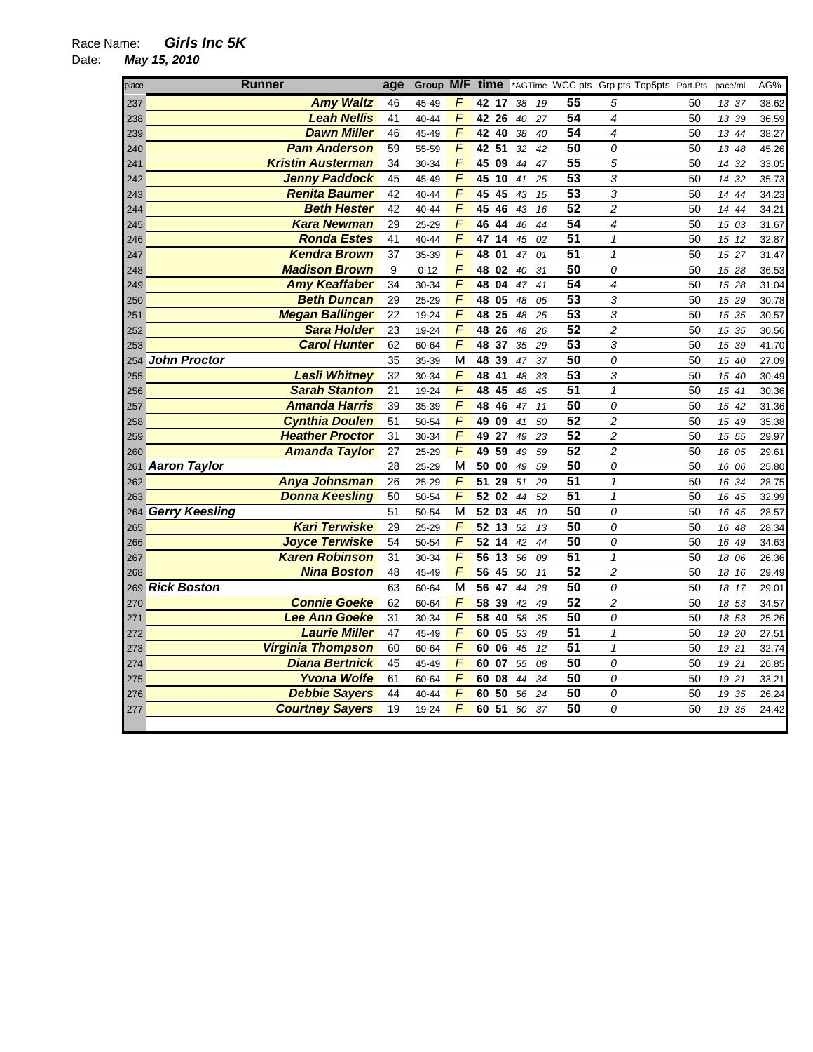Race Name: ***Girls Inc 5K***

Date: ***May 15, 2010***

| place | Runner | age | Group | M/F | time | | *AGTime | | WCC pts | Grp pts | Top5pts | Part.Pts | pace/mi | | AG% |
|---|---|---|---|---|---|---|---|---|---|---|---|---|---|---|---|
| 237 | Amy Waltz | 46 | 45-49 | F | 42 | 17 | 38 | 19 | 55 | 5 | | 50 | 13 | 37 | 38.62 |
| 238 | Leah Nellis | 41 | 40-44 | F | 42 | 26 | 40 | 27 | 54 | 4 | | 50 | 13 | 39 | 36.59 |
| 239 | Dawn Miller | 46 | 45-49 | F | 42 | 40 | 38 | 40 | 54 | 4 | | 50 | 13 | 44 | 38.27 |
| 240 | Pam Anderson | 59 | 55-59 | F | 42 | 51 | 32 | 42 | 50 | 0 | | 50 | 13 | 48 | 45.26 |
| 241 | Kristin Austerman | 34 | 30-34 | F | 45 | 09 | 44 | 47 | 55 | 5 | | 50 | 14 | 32 | 33.05 |
| 242 | Jenny Paddock | 45 | 45-49 | F | 45 | 10 | 41 | 25 | 53 | 3 | | 50 | 14 | 32 | 35.73 |
| 243 | Renita Baumer | 42 | 40-44 | F | 45 | 45 | 43 | 15 | 53 | 3 | | 50 | 14 | 44 | 34.23 |
| 244 | Beth Hester | 42 | 40-44 | F | 45 | 46 | 43 | 16 | 52 | 2 | | 50 | 14 | 44 | 34.21 |
| 245 | Kara Newman | 29 | 25-29 | F | 46 | 44 | 46 | 44 | 54 | 4 | | 50 | 15 | 03 | 31.67 |
| 246 | Ronda Estes | 41 | 40-44 | F | 47 | 14 | 45 | 02 | 51 | 1 | | 50 | 15 | 12 | 32.87 |
| 247 | Kendra Brown | 37 | 35-39 | F | 48 | 01 | 47 | 01 | 51 | 1 | | 50 | 15 | 27 | 31.47 |
| 248 | Madison Brown | 9 | 0-12 | F | 48 | 02 | 40 | 31 | 50 | 0 | | 50 | 15 | 28 | 36.53 |
| 249 | Amy Keaffaber | 34 | 30-34 | F | 48 | 04 | 47 | 41 | 54 | 4 | | 50 | 15 | 28 | 31.04 |
| 250 | Beth Duncan | 29 | 25-29 | F | 48 | 05 | 48 | 05 | 53 | 3 | | 50 | 15 | 29 | 30.78 |
| 251 | Megan Ballinger | 22 | 19-24 | F | 48 | 25 | 48 | 25 | 53 | 3 | | 50 | 15 | 35 | 30.57 |
| 252 | Sara Holder | 23 | 19-24 | F | 48 | 26 | 48 | 26 | 52 | 2 | | 50 | 15 | 35 | 30.56 |
| 253 | Carol Hunter | 62 | 60-64 | F | 48 | 37 | 35 | 29 | 53 | 3 | | 50 | 15 | 39 | 41.70 |
| 254 | John Proctor | 35 | 35-39 | M | 48 | 39 | 47 | 37 | 50 | 0 | | 50 | 15 | 40 | 27.09 |
| 255 | Lesli Whitney | 32 | 30-34 | F | 48 | 41 | 48 | 33 | 53 | 3 | | 50 | 15 | 40 | 30.49 |
| 256 | Sarah Stanton | 21 | 19-24 | F | 48 | 45 | 48 | 45 | 51 | 1 | | 50 | 15 | 41 | 30.36 |
| 257 | Amanda Harris | 39 | 35-39 | F | 48 | 46 | 47 | 11 | 50 | 0 | | 50 | 15 | 42 | 31.36 |
| 258 | Cynthia Doulen | 51 | 50-54 | F | 49 | 09 | 41 | 50 | 52 | 2 | | 50 | 15 | 49 | 35.38 |
| 259 | Heather Proctor | 31 | 30-34 | F | 49 | 27 | 49 | 23 | 52 | 2 | | 50 | 15 | 55 | 29.97 |
| 260 | Amanda Taylor | 27 | 25-29 | F | 49 | 59 | 49 | 59 | 52 | 2 | | 50 | 16 | 05 | 29.61 |
| 261 | Aaron Taylor | 28 | 25-29 | M | 50 | 00 | 49 | 59 | 50 | 0 | | 50 | 16 | 06 | 25.80 |
| 262 | Anya Johnsman | 26 | 25-29 | F | 51 | 29 | 51 | 29 | 51 | 1 | | 50 | 16 | 34 | 28.75 |
| 263 | Donna Keesling | 50 | 50-54 | F | 52 | 02 | 44 | 52 | 51 | 1 | | 50 | 16 | 45 | 32.99 |
| 264 | Gerry Keesling | 51 | 50-54 | M | 52 | 03 | 45 | 10 | 50 | 0 | | 50 | 16 | 45 | 28.57 |
| 265 | Kari Terwiske | 29 | 25-29 | F | 52 | 13 | 52 | 13 | 50 | 0 | | 50 | 16 | 48 | 28.34 |
| 266 | Joyce Terwiske | 54 | 50-54 | F | 52 | 14 | 42 | 44 | 50 | 0 | | 50 | 16 | 49 | 34.63 |
| 267 | Karen Robinson | 31 | 30-34 | F | 56 | 13 | 56 | 09 | 51 | 1 | | 50 | 18 | 06 | 26.36 |
| 268 | Nina Boston | 48 | 45-49 | F | 56 | 45 | 50 | 11 | 52 | 2 | | 50 | 18 | 16 | 29.49 |
| 269 | Rick Boston | 63 | 60-64 | M | 56 | 47 | 44 | 28 | 50 | 0 | | 50 | 18 | 17 | 29.01 |
| 270 | Connie Goeke | 62 | 60-64 | F | 58 | 39 | 42 | 49 | 52 | 2 | | 50 | 18 | 53 | 34.57 |
| 271 | Lee Ann Goeke | 31 | 30-34 | F | 58 | 40 | 58 | 35 | 50 | 0 | | 50 | 18 | 53 | 25.26 |
| 272 | Laurie Miller | 47 | 45-49 | F | 60 | 05 | 53 | 48 | 51 | 1 | | 50 | 19 | 20 | 27.51 |
| 273 | Virginia Thompson | 60 | 60-64 | F | 60 | 06 | 45 | 12 | 51 | 1 | | 50 | 19 | 21 | 32.74 |
| 274 | Diana Bertnick | 45 | 45-49 | F | 60 | 07 | 55 | 08 | 50 | 0 | | 50 | 19 | 21 | 26.85 |
| 275 | Yvona Wolfe | 61 | 60-64 | F | 60 | 08 | 44 | 34 | 50 | 0 | | 50 | 19 | 21 | 33.21 |
| 276 | Debbie Sayers | 44 | 40-44 | F | 60 | 50 | 56 | 24 | 50 | 0 | | 50 | 19 | 35 | 26.24 |
| 277 | Courtney Sayers | 19 | 19-24 | F | 60 | 51 | 60 | 37 | 50 | 0 | | 50 | 19 | 35 | 24.42 |